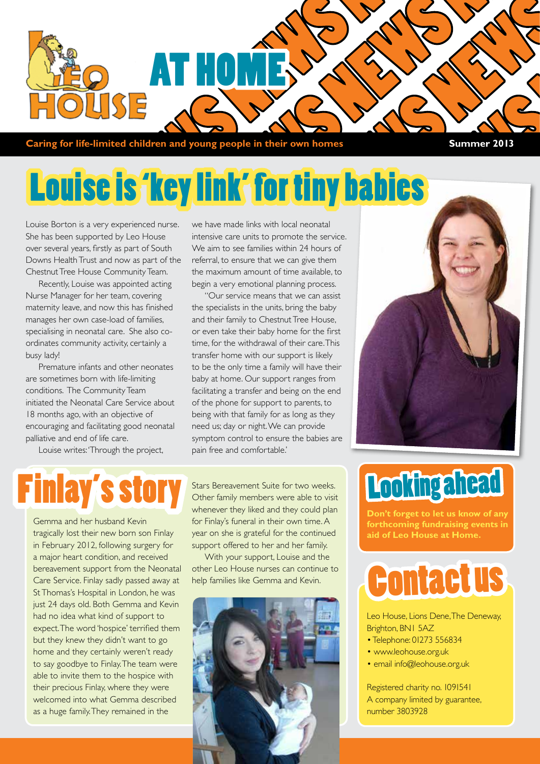# LEO HOUSE AT HOME NEWS

**Caring for life-limited children and young people in their own homes**

**Summer 2013**

# Louise is 'key link' for tiny babies

Louise Borton is a very experienced nurse. She has been supported by Leo House over several years, firstly as part of South Downs Health Trust and now as part of the Chestnut Tree House Community Team.

Recently, Louise was appointed acting Nurse Manager for her team, covering maternity leave, and now this has finished manages her own case-load of families, specialising in neonatal care. She also co-ordinates community activity, certainly a busy lady!

Premature infants and other neonates are sometimes born with life-limiting conditions. The Community Team initiated the Neonatal Care Service about 18 months ago, with an objective of encouraging and facilitating good neonatal palliative and end of life care.

Louise writes: 'Through the project, we have made links with local neonatal intensive care units to promote the service. We aim to see families within 24 hours of referral, to ensure that we can give them the maximum amount of time available, to begin a very emotional planning process.

"Our service means that we can assist the specialists in the units, bring the baby and their family to Chestnut Tree House, or even take their baby home for the first time, for the withdrawal of their care. This transfer home with our support is likely to be the only time a family will have their baby at home. Our support ranges from facilitating a transfer and being on the end of the phone for support to parents, to being with that family for as long as they need us; day or night. We can provide symptom control to ensure the babies are pain free and comfortable.'

## Finlay's story

Gemma and her husband Kevin tragically lost their new born son Finlay in February 2012, following surgery for a major heart condition, and received bereavement support from the Neonatal Care Service. Finlay sadly passed away at St Thomas's Hospital in London, he was just 24 days old. Both Gemma and Kevin had no idea what kind of support to expect. The word 'hospice' terrified them but they knew they didn't want to go home and they certainly weren't ready to say goodbye to Finlay. The team were able to invite them to the hospice with their precious Finlay, where they were welcomed into what Gemma described as a huge family. They remained in the Stars Bereavement Suite for two weeks. Other family members were able to visit whenever they liked and they could plan for Finlay's funeral in their own time. A year on she is grateful for the continued support offered to her and her family.

With your support, Louise and the other Leo House nurses can continue to help families like Gemma and Kevin.

## Looking ahead

**Don't forget to let us know of any forthcoming fundraising events in aid of Leo House at Home.**

## Contact us

Leo House, Lions Dene, The Deneway, Brighton, BN1 5AZ

- Telephone: 01273 556834
- www.leohouse.org.uk
- email info@leohouse.org.uk

Registered charity no. 1091541
A company limited by guarantee, number 3803928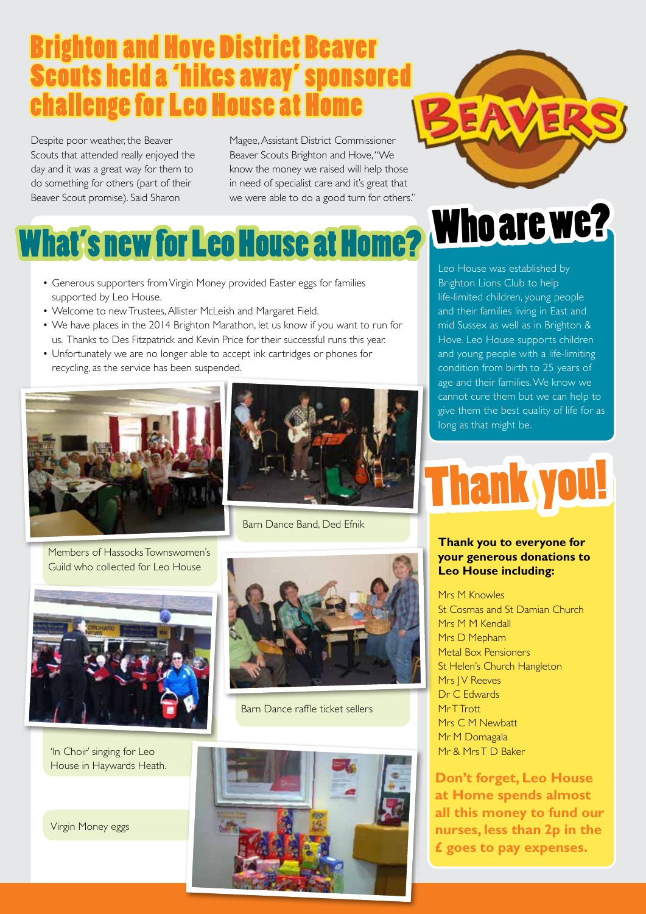# Brighton and Hove District Beaver Scouts held a 'hikes away' sponsored challenge for Leo House at Home

Despite poor weather, the Beaver Scouts that attended really enjoyed the day and it was a great way for them to do something for others (part of their Beaver Scout promise). Said Sharon Magee, Assistant District Commissioner Beaver Scouts Brighton and Hove, "We know the money we raised will help those in need of specialist care and it's great that we were able to do a good turn for others."

BEAVERS

# What's new for Leo House at Home?

- Generous supporters from Virgin Money provided Easter eggs for families supported by Leo House.
- Welcome to new Trustees, Allister McLeish and Margaret Field.
- We have places in the 2014 Brighton Marathon, let us know if you want to run for us. Thanks to Des Fitzpatrick and Kevin Price for their successful runs this year.
- Unfortunately we are no longer able to accept ink cartridges or phones for recycling, as the service has been suspended.

Members of Hassocks Townswomen's Guild who collected for Leo House

Barn Dance Band, Ded Efnik

'In Choir' singing for Leo House in Haywards Heath.

Barn Dance raffle ticket sellers

Virgin Money eggs

# Who are we?

Leo House was established by Brighton Lions Club to help life-limited children, young people and their families living in East and mid Sussex as well as in Brighton & Hove. Leo House supports children and young people with a life-limiting condition from birth to 25 years of age and their families. We know we cannot cure them but we can help to give them the best quality of life for as long as that might be.

# Thank you!

**Thank you to everyone for your generous donations to Leo House including:**

Mrs M Knowles
St Cosmas and St Damian Church
Mrs M M Kendall
Mrs D Mepham
Metal Box Pensioners
St Helen's Church Hangleton
Mrs J V Reeves
Dr C Edwards
Mr T Trott
Mrs C M Newbatt
Mr M Domagala
Mr & Mrs T D Baker

**Don't forget, Leo House at Home spends almost all this money to fund our nurses, less than 2p in the £ goes to pay expenses.**